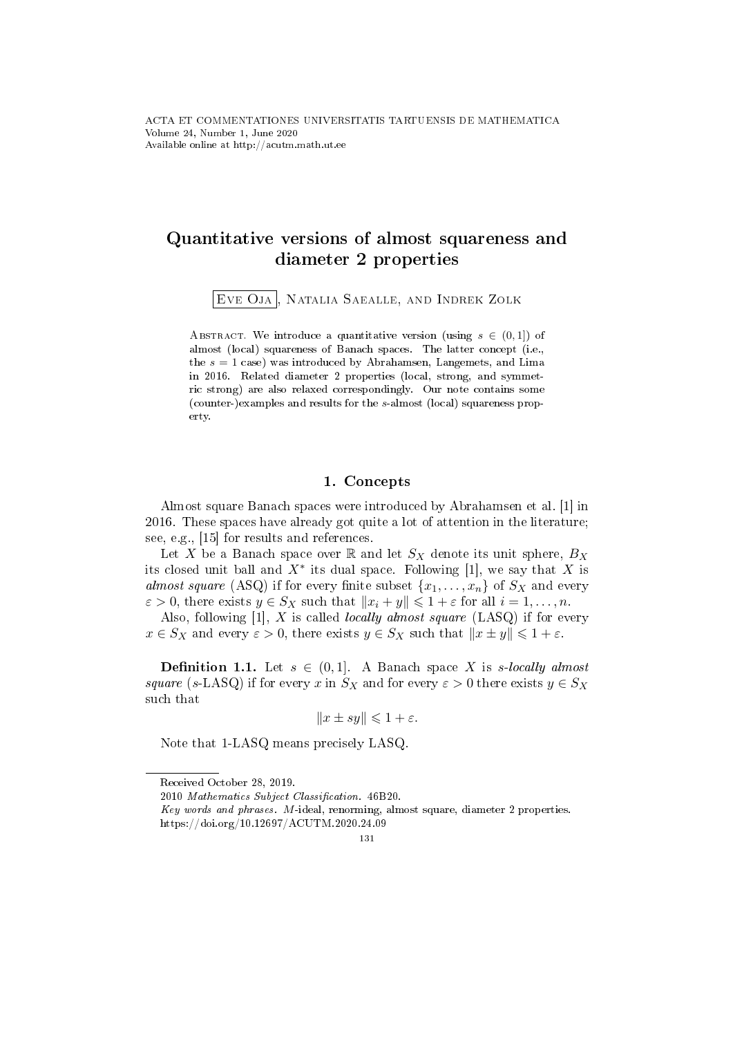# Quantitative versions of almost squareness and diameter 2 properties

Eve Oja, Natalia Saealle, and Indrek Zolk

Abstract. We introduce a quantitative version (using $s \in (0,1]$) of almost (local) squareness of Banach spaces. The latter concept (i.e., the $s = 1$ case) was introduced by Abrahamsen, Langemets, and Lima in 2016. Related diameter 2 properties (local, strong, and symmetric strong) are also relaxed correspondingly. Our note contains some (counter-)examples and results for the $s$-almost (local) squareness property.

## 1. Concepts

Almost square Banach spaces were introduced by Abrahamsen et al. [1] in 2016. These spaces have already got quite a lot of attention in the literature; see, e.g., [15] for results and references.

Let $X$ be a Banach space over $\mathbb{R}$ and let $S_X$ denote its unit sphere, $B_X$ its closed unit ball and $X^*$ its dual space. Following [1], we say that $X$ is *almost square* (ASQ) if for every finite subset $\{x_1, \ldots, x_n\}$ of $S_X$ and every $\varepsilon > 0$, there exists $y \in S_X$ such that $\|x_i + y\| \leqslant 1 + \varepsilon$ for all $i = 1, \ldots, n$.

Also, following [1], $X$ is called *locally almost square* (LASQ) if for every $x \in S_X$ and every $\varepsilon > 0$, there exists $y \in S_X$ such that $\|x \pm y\| \leqslant 1 + \varepsilon$.

**Definition 1.1.** Let $s \in (0,1]$. A Banach space $X$ is *$s$-locally almost square* ($s$-LASQ) if for every $x$ in $S_X$ and for every $\varepsilon > 0$ there exists $y \in S_X$ such that

$$\|x \pm sy\| \leqslant 1 + \varepsilon.$$

Note that 1-LASQ means precisely LASQ.

Received October 28, 2019.

2010 *Mathematics Subject Classification.* 46B20.

*Key words and phrases.* $M$-ideal, renorming, almost square, diameter 2 properties.

https://doi.org/10.12697/ACUTM.2020.24.09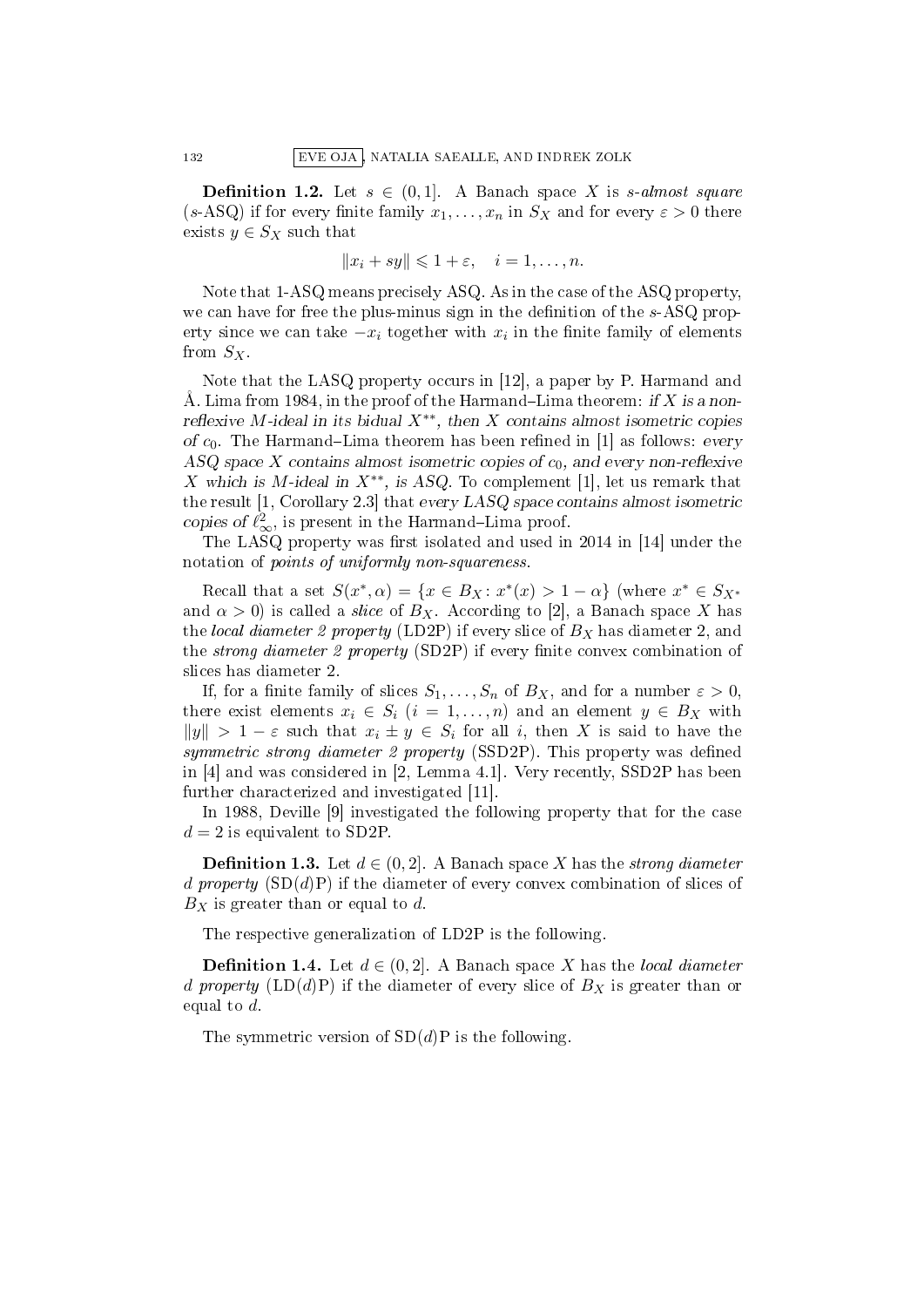**Definition 1.2.** Let $s \in (0,1]$. A Banach space $X$ is *s-almost square* ($s$-ASQ) if for every finite family $x_1, \ldots, x_n$ in $S_X$ and for every $\varepsilon > 0$ there exists $y \in S_X$ such that

$$\|x_i + sy\| \leqslant 1 + \varepsilon, \quad i = 1, \ldots, n.$$

Note that 1-ASQ means precisely ASQ. As in the case of the ASQ property, we can have for free the plus-minus sign in the definition of the $s$-ASQ property since we can take $-x_i$ together with $x_i$ in the finite family of elements from $S_X$.

Note that the LASQ property occurs in [12], a paper by P. Harmand and Å. Lima from 1984, in the proof of the Harmand–Lima theorem: *if $X$ is a non-reflexive $M$-ideal in its bidual $X^{**}$, then $X$ contains almost isometric copies of $c_0$.* The Harmand–Lima theorem has been refined in [1] as follows: *every ASQ space $X$ contains almost isometric copies of $c_0$, and every non-reflexive $X$ which is $M$-ideal in $X^{**}$, is ASQ.* To complement [1], let us remark that the result [1, Corollary 2.3] that *every LASQ space contains almost isometric copies of $\ell_\infty^2$*, is present in the Harmand–Lima proof.

The LASQ property was first isolated and used in 2014 in [14] under the notation of *points of uniformly non-squareness*.

Recall that a set $S(x^*, \alpha) = \{x \in B_X : x^*(x) > 1 - \alpha\}$ (where $x^* \in S_{X^*}$ and $\alpha > 0$) is called a *slice* of $B_X$. According to [2], a Banach space $X$ has the *local diameter 2 property* (LD2P) if every slice of $B_X$ has diameter 2, and the *strong diameter 2 property* (SD2P) if every finite convex combination of slices has diameter 2.

If, for a finite family of slices $S_1, \ldots, S_n$ of $B_X$, and for a number $\varepsilon > 0$, there exist elements $x_i \in S_i$ ($i = 1, \ldots, n$) and an element $y \in B_X$ with $\|y\| > 1 - \varepsilon$ such that $x_i \pm y \in S_i$ for all $i$, then $X$ is said to have the *symmetric strong diameter 2 property* (SSD2P). This property was defined in [4] and was considered in [2, Lemma 4.1]. Very recently, SSD2P has been further characterized and investigated [11].

In 1988, Deville [9] investigated the following property that for the case $d = 2$ is equivalent to SD2P.

**Definition 1.3.** Let $d \in (0,2]$. A Banach space $X$ has the *strong diameter $d$ property* (SD($d$)P) if the diameter of every convex combination of slices of $B_X$ is greater than or equal to $d$.

The respective generalization of LD2P is the following.

**Definition 1.4.** Let $d \in (0,2]$. A Banach space $X$ has the *local diameter $d$ property* (LD($d$)P) if the diameter of every slice of $B_X$ is greater than or equal to $d$.

The symmetric version of SD($d$)P is the following.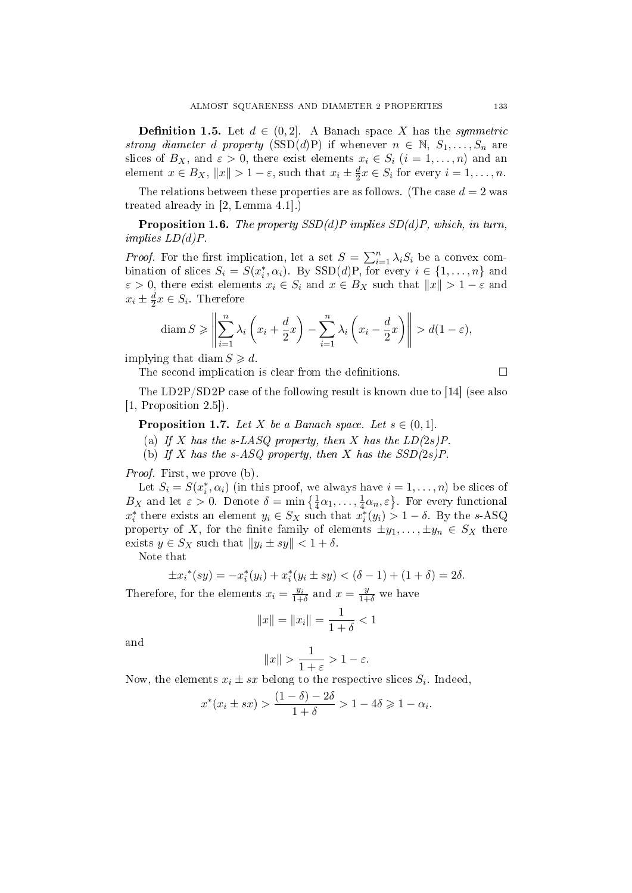**Definition 1.5.** Let $d \in (0, 2]$. A Banach space $X$ has the *symmetric strong diameter $d$ property* (SSD($d$)P) if whenever $n \in \mathbb{N}$, $S_1, \ldots, S_n$ are slices of $B_X$, and $\varepsilon > 0$, there exist elements $x_i \in S_i$ ($i = 1, \ldots, n$) and an element $x \in B_X$, $\|x\| > 1 - \varepsilon$, such that $x_i \pm \frac{d}{2}x \in S_i$ for every $i = 1, \ldots, n$.

The relations between these properties are as follows. (The case $d = 2$ was treated already in [2, Lemma 4.1].)

**Proposition 1.6.** *The property SSD(d)P implies SD(d)P, which, in turn, implies LD(d)P.*

*Proof.* For the first implication, let a set $S = \sum_{i=1}^{n} \lambda_i S_i$ be a convex combination of slices $S_i = S(x_i^*, \alpha_i)$. By SSD($d$)P, for every $i \in \{1, \ldots, n\}$ and $\varepsilon > 0$, there exist elements $x_i \in S_i$ and $x \in B_X$ such that $\|x\| > 1 - \varepsilon$ and $x_i \pm \frac{d}{2}x \in S_i$. Therefore

$$\operatorname{diam} S \geqslant \left\| \sum_{i=1}^{n} \lambda_i \left( x_i + \frac{d}{2}x \right) - \sum_{i=1}^{n} \lambda_i \left( x_i - \frac{d}{2}x \right) \right\| > d(1 - \varepsilon),$$

implying that $\operatorname{diam} S \geqslant d$.

The second implication is clear from the definitions. $\square$

The LD2P/SD2P case of the following result is known due to [14] (see also [1, Proposition 2.5]).

**Proposition 1.7.** *Let $X$ be a Banach space. Let $s \in (0, 1]$.*

(a) *If $X$ has the $s$-LASQ property, then $X$ has the LD($2s$)P.*

(b) *If $X$ has the $s$-ASQ property, then $X$ has the SSD($2s$)P.*

*Proof.* First, we prove (b).

Let $S_i = S(x_i^*, \alpha_i)$ (in this proof, we always have $i = 1, \ldots, n$) be slices of $B_X$ and let $\varepsilon > 0$. Denote $\delta = \min\left\{\frac{1}{4}\alpha_1, \ldots, \frac{1}{4}\alpha_n, \varepsilon\right\}$. For every functional $x_i^*$ there exists an element $y_i \in S_X$ such that $x_i^*(y_i) > 1 - \delta$. By the $s$-ASQ property of $X$, for the finite family of elements $\pm y_1, \ldots, \pm y_n \in S_X$ there exists $y \in S_X$ such that $\|y_i \pm sy\| < 1 + \delta$.

Note that

$$\pm {x_i}^*(sy) = -x_i^*(y_i) + x_i^*(y_i \pm sy) < (\delta - 1) + (1 + \delta) = 2\delta.$$

Therefore, for the elements $x_i = \frac{y_i}{1+\delta}$ and $x = \frac{y}{1+\delta}$ we have

$$\|x\| = \|x_i\| = \frac{1}{1 + \delta} < 1$$

and

$$\|x\| > \frac{1}{1 + \varepsilon} > 1 - \varepsilon.$$

Now, the elements $x_i \pm sx$ belong to the respective slices $S_i$. Indeed,

$$x^*(x_i \pm sx) > \frac{(1 - \delta) - 2\delta}{1 + \delta} > 1 - 4\delta \geqslant 1 - \alpha_i.$$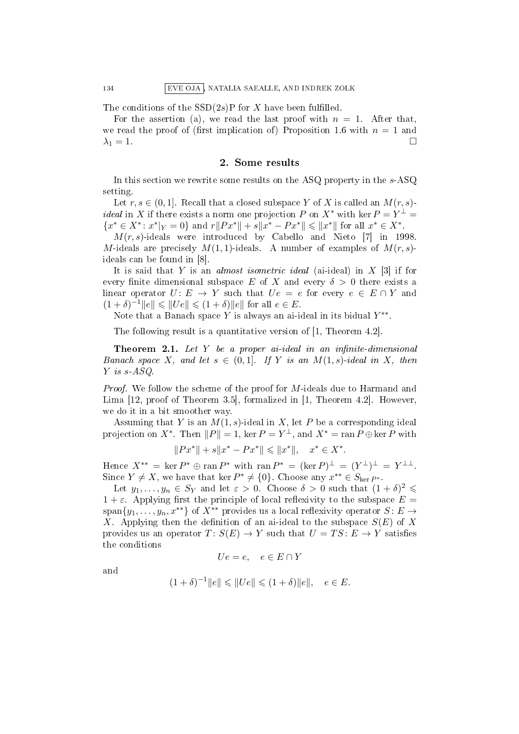The conditions of the SSD($2s$)P for $X$ have been fulfilled.

For the assertion (a), we read the last proof with $n = 1$. After that, we read the proof of (first implication of) Proposition 1.6 with $n = 1$ and $\lambda_1 = 1$. $\square$

## 2. Some results

In this section we rewrite some results on the ASQ property in the $s$-ASQ setting.

Let $r, s \in (0, 1]$. Recall that a closed subspace $Y$ of $X$ is called an $M(r, s)$-*ideal* in $X$ if there exists a norm one projection $P$ on $X^*$ with $\ker P = Y^\perp = \{x^* \in X^* : x^*|_Y = 0\}$ and $r\|Px^*\| + s\|x^* - Px^*\| \leqslant \|x^*\|$ for all $x^* \in X^*$.

$M(r, s)$-ideals were introduced by Cabello and Nieto [7] in 1998. $M$-ideals are precisely $M(1, 1)$-ideals. A number of examples of $M(r, s)$-ideals can be found in [8].

It is said that $Y$ is an *almost isometric ideal* (ai-ideal) in $X$ [3] if for every finite dimensional subspace $E$ of $X$ and every $\delta > 0$ there exists a linear operator $U : E \to Y$ such that $Ue = e$ for every $e \in E \cap Y$ and $(1 + \delta)^{-1}\|e\| \leqslant \|Ue\| \leqslant (1 + \delta)\|e\|$ for all $e \in E$.

Note that a Banach space $Y$ is always an ai-ideal in its bidual $Y^{**}$.

The following result is a quantitative version of [1, Theorem 4.2].

**Theorem 2.1.** *Let $Y$ be a proper ai-ideal in an infinite-dimensional Banach space $X$, and let $s \in (0, 1]$. If $Y$ is an $M(1, s)$-ideal in $X$, then $Y$ is $s$-ASQ.*

*Proof.* We follow the scheme of the proof for $M$-ideals due to Harmand and Lima [12, proof of Theorem 3.5], formalized in [1, Theorem 4.2]. However, we do it in a bit smoother way.

Assuming that $Y$ is an $M(1, s)$-ideal in $X$, let $P$ be a corresponding ideal projection on $X^*$. Then $\|P\| = 1$, $\ker P = Y^\perp$, and $X^* = \operatorname{ran} P \oplus \ker P$ with

$$\|Px^*\| + s\|x^* - Px^*\| \leqslant \|x^*\|, \quad x^* \in X^*.$$

Hence $X^{**} = \ker P^* \oplus \operatorname{ran} P^*$ with $\operatorname{ran} P^* = (\ker P)^\perp = (Y^\perp)^\perp = Y^{\perp\perp}$. Since $Y \neq X$, we have that $\ker P^* \neq \{0\}$. Choose any $x^{**} \in S_{\ker P^*}$.

Let $y_1, \ldots, y_n \in S_Y$ and let $\varepsilon > 0$. Choose $\delta > 0$ such that $(1 + \delta)^2 \leqslant 1 + \varepsilon$. Applying first the principle of local reflexivity to the subspace $E = \operatorname{span}\{y_1, \ldots, y_n, x^{**}\}$ of $X^{**}$ provides us a local reflexivity operator $S : E \to X$. Applying then the definition of an ai-ideal to the subspace $S(E)$ of $X$ provides us an operator $T : S(E) \to Y$ such that $U = TS : E \to Y$ satisfies the conditions

$$Ue = e, \quad e \in E \cap Y$$

and

$$(1 + \delta)^{-1}\|e\| \leqslant \|Ue\| \leqslant (1 + \delta)\|e\|, \quad e \in E.$$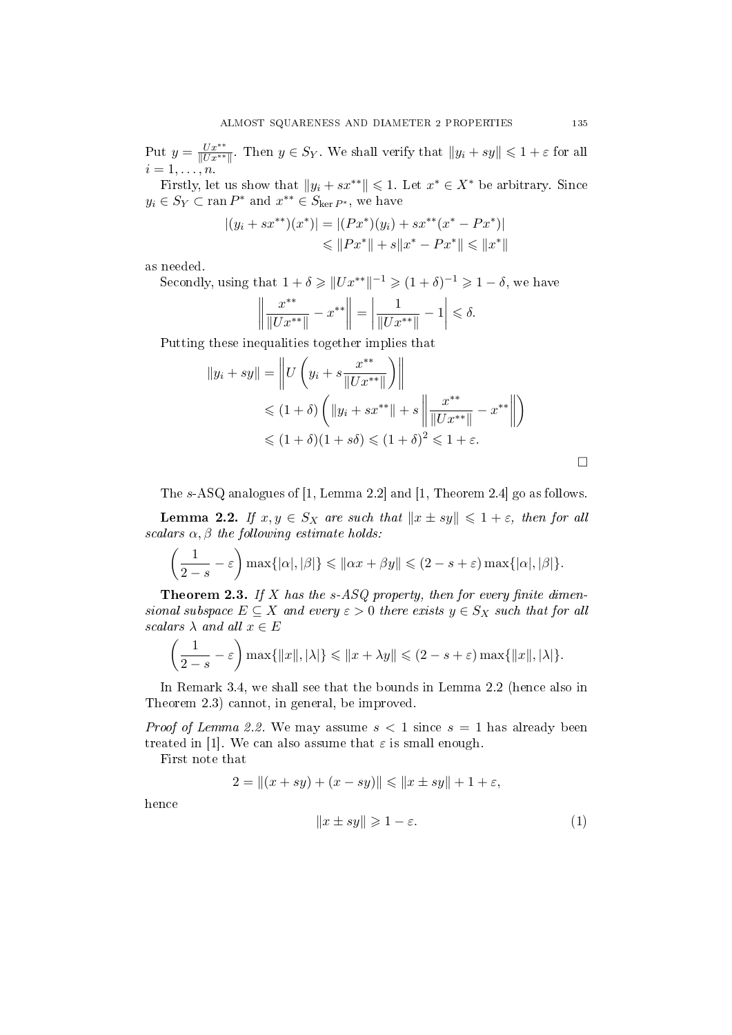Put $y = \frac{Ux^{**}}{\|Ux^{**}\|}$. Then $y \in S_Y$. We shall verify that $\|y_i + sy\| \leqslant 1 + \varepsilon$ for all $i = 1, \ldots, n$.

Firstly, let us show that $\|y_i + sx^{**}\| \leqslant 1$. Let $x^* \in X^*$ be arbitrary. Since $y_i \in S_Y \subset \operatorname{ran} P^*$ and $x^{**} \in S_{\ker P^*}$, we have

$$
\begin{aligned}
|(y_i + sx^{**})(x^*)| &= |(Px^*)(y_i) + sx^{**}(x^* - Px^*)| \\
&\leqslant \|Px^*\| + s\|x^* - Px^*\| \leqslant \|x^*\|
\end{aligned}
$$

as needed.

Secondly, using that $1 + \delta \geqslant \|Ux^{**}\|^{-1} \geqslant (1+\delta)^{-1} \geqslant 1 - \delta$, we have

$$
\left\| \frac{x^{**}}{\|Ux^{**}\|} - x^{**} \right\| = \left| \frac{1}{\|Ux^{**}\|} - 1 \right| \leqslant \delta.
$$

Putting these inequalities together implies that

$$
\begin{aligned}
\|y_i + sy\| &= \left\| U\left( y_i + s\frac{x^{**}}{\|Ux^{**}\|} \right) \right\| \\
&\leqslant (1+\delta)\left( \|y_i + sx^{**}\| + s\left\| \frac{x^{**}}{\|Ux^{**}\|} - x^{**} \right\| \right) \\
&\leqslant (1+\delta)(1+s\delta) \leqslant (1+\delta)^2 \leqslant 1 + \varepsilon.
\end{aligned}
$$

□

The $s$-ASQ analogues of [1, Lemma 2.2] and [1, Theorem 2.4] go as follows.

**Lemma 2.2.** *If $x, y \in S_X$ are such that $\|x \pm sy\| \leqslant 1 + \varepsilon$, then for all scalars $\alpha, \beta$ the following estimate holds:*

$$
\left( \frac{1}{2-s} - \varepsilon \right) \max\{|\alpha|, |\beta|\} \leqslant \|\alpha x + \beta y\| \leqslant (2 - s + \varepsilon) \max\{|\alpha|, |\beta|\}.
$$

**Theorem 2.3.** *If $X$ has the $s$-ASQ property, then for every finite dimensional subspace $E \subseteq X$ and every $\varepsilon > 0$ there exists $y \in S_X$ such that for all scalars $\lambda$ and all $x \in E$*

$$
\left( \frac{1}{2-s} - \varepsilon \right) \max\{\|x\|, |\lambda|\} \leqslant \|x + \lambda y\| \leqslant (2 - s + \varepsilon) \max\{\|x\|, |\lambda|\}.
$$

In Remark 3.4, we shall see that the bounds in Lemma 2.2 (hence also in Theorem 2.3) cannot, in general, be improved.

*Proof of Lemma 2.2.* We may assume $s < 1$ since $s = 1$ has already been treated in [1]. We can also assume that $\varepsilon$ is small enough.

First note that

$$
2 = \|(x + sy) + (x - sy)\| \leqslant \|x \pm sy\| + 1 + \varepsilon,
$$

hence

$$
\|x \pm sy\| \geqslant 1 - \varepsilon. \tag{1}
$$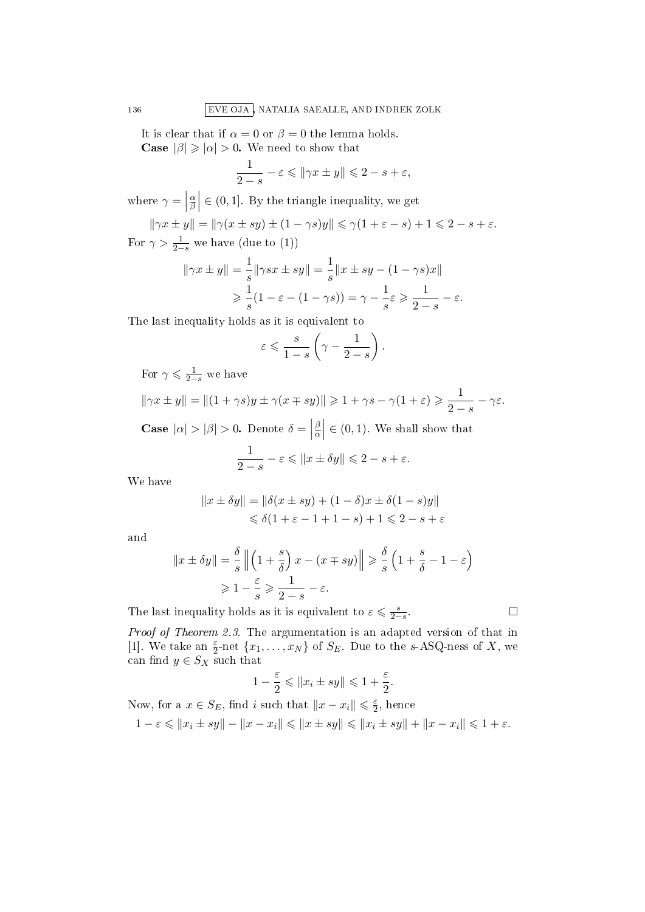It is clear that if $\alpha = 0$ or $\beta = 0$ the lemma holds.

**Case** $|\beta| \geqslant |\alpha| > 0$**.** We need to show that

$$\frac{1}{2-s} - \varepsilon \leqslant \|\gamma x \pm y\| \leqslant 2 - s + \varepsilon,$$

where $\gamma = \left|\frac{\alpha}{\beta}\right| \in (0,1]$. By the triangle inequality, we get

$$\|\gamma x \pm y\| = \|\gamma(x \pm sy) \pm (1-\gamma s)y\| \leqslant \gamma(1+\varepsilon - s) + 1 \leqslant 2 - s + \varepsilon.$$

For $\gamma > \frac{1}{2-s}$ we have (due to (1))

$$\begin{aligned}\|\gamma x \pm y\| &= \frac{1}{s}\|\gamma s x \pm sy\| = \frac{1}{s}\|x \pm sy - (1-\gamma s)x\| \\ &\geqslant \frac{1}{s}(1 - \varepsilon - (1-\gamma s)) = \gamma - \frac{1}{s}\varepsilon \geqslant \frac{1}{2-s} - \varepsilon.\end{aligned}$$

The last inequality holds as it is equivalent to

$$\varepsilon \leqslant \frac{s}{1-s}\left(\gamma - \frac{1}{2-s}\right).$$

For $\gamma \leqslant \frac{1}{2-s}$ we have

$$\|\gamma x \pm y\| = \|(1+\gamma s)y \pm \gamma(x \mp sy)\| \geqslant 1 + \gamma s - \gamma(1+\varepsilon) \geqslant \frac{1}{2-s} - \gamma\varepsilon.$$

**Case** $|\alpha| > |\beta| > 0$**.** Denote $\delta = \left|\frac{\beta}{\alpha}\right| \in (0,1)$. We shall show that

$$\frac{1}{2-s} - \varepsilon \leqslant \|x \pm \delta y\| \leqslant 2 - s + \varepsilon.$$

We have

$$\begin{aligned}\|x \pm \delta y\| &= \|\delta(x \pm sy) + (1-\delta)x \pm \delta(1-s)y\| \\ &\leqslant \delta(1 + \varepsilon - 1 + 1 - s) + 1 \leqslant 2 - s + \varepsilon\end{aligned}$$

and

$$\begin{aligned}\|x \pm \delta y\| &= \frac{\delta}{s}\left\|\left(1 + \frac{s}{\delta}\right)x - (x \mp sy)\right\| \geqslant \frac{\delta}{s}\left(1 + \frac{s}{\delta} - 1 - \varepsilon\right) \\ &\geqslant 1 - \frac{\varepsilon}{s} \geqslant \frac{1}{2-s} - \varepsilon.\end{aligned}$$

The last inequality holds as it is equivalent to $\varepsilon \leqslant \frac{s}{2-s}$. $\square$

*Proof of Theorem 2.3.* The argumentation is an adapted version of that in [1]. We take an $\frac{\varepsilon}{2}$-net $\{x_1, \ldots, x_N\}$ of $S_E$. Due to the $s$-ASQ-ness of $X$, we can find $y \in S_X$ such that

$$1 - \frac{\varepsilon}{2} \leqslant \|x_i \pm sy\| \leqslant 1 + \frac{\varepsilon}{2}.$$

Now, for a $x \in S_E$, find $i$ such that $\|x - x_i\| \leqslant \frac{\varepsilon}{2}$, hence

$$1 - \varepsilon \leqslant \|x_i \pm sy\| - \|x - x_i\| \leqslant \|x \pm sy\| \leqslant \|x_i \pm sy\| + \|x - x_i\| \leqslant 1 + \varepsilon.$$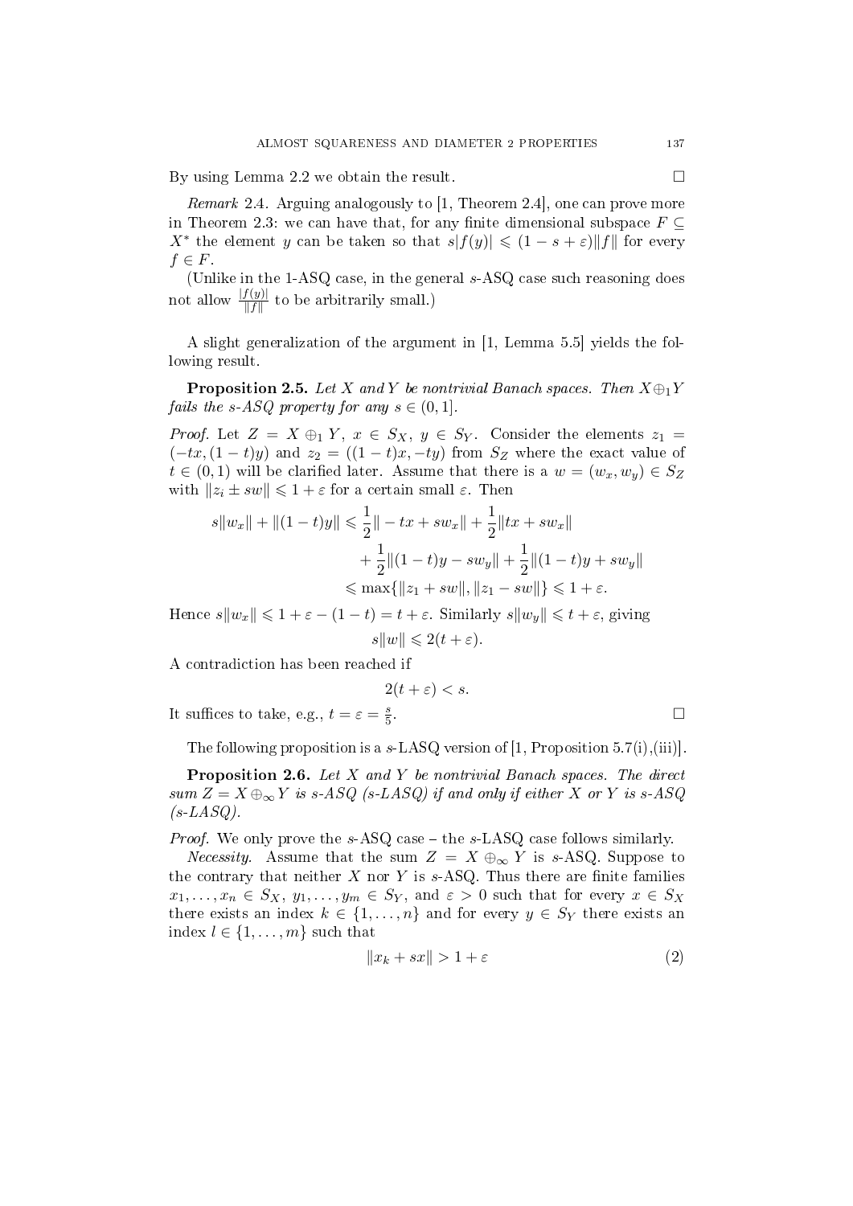By using Lemma 2.2 we obtain the result. $\square$

*Remark* 2.4. Arguing analogously to [1, Theorem 2.4], one can prove more in Theorem 2.3: we can have that, for any finite dimensional subspace $F \subseteq X^*$ the element $y$ can be taken so that $s|f(y)| \leqslant (1-s+\varepsilon)\|f\|$ for every $f \in F$.

(Unlike in the 1-ASQ case, in the general $s$-ASQ case such reasoning does not allow $\frac{|f(y)|}{\|f\|}$ to be arbitrarily small.)

A slight generalization of the argument in [1, Lemma 5.5] yields the following result.

**Proposition 2.5.** *Let $X$ and $Y$ be nontrivial Banach spaces. Then $X \oplus_1 Y$ fails the $s$-ASQ property for any $s \in (0,1]$.*

*Proof.* Let $Z = X \oplus_1 Y$, $x \in S_X$, $y \in S_Y$. Consider the elements $z_1 = (-tx, (1-t)y)$ and $z_2 = ((1-t)x, -ty)$ from $S_Z$ where the exact value of $t \in (0,1)$ will be clarified later. Assume that there is a $w = (w_x, w_y) \in S_Z$ with $\|z_i \pm sw\| \leqslant 1+\varepsilon$ for a certain small $\varepsilon$. Then

$$
\begin{aligned}
s\|w_x\| + \|(1-t)y\| &\leqslant \frac{1}{2}\|-tx + sw_x\| + \frac{1}{2}\|tx + sw_x\| \\
&\quad + \frac{1}{2}\|(1-t)y - sw_y\| + \frac{1}{2}\|(1-t)y + sw_y\| \\
&\leqslant \max\{\|z_1 + sw\|, \|z_1 - sw\|\} \leqslant 1+\varepsilon.
\end{aligned}
$$

Hence $s\|w_x\| \leqslant 1 + \varepsilon - (1-t) = t + \varepsilon$. Similarly $s\|w_y\| \leqslant t+\varepsilon$, giving

$$s\|w\| \leqslant 2(t+\varepsilon).$$

A contradiction has been reached if

$$2(t+\varepsilon) < s.$$

It suffices to take, e.g., $t = \varepsilon = \frac{s}{5}$. $\square$

The following proposition is a $s$-LASQ version of [1, Proposition 5.7(i),(iii)].

**Proposition 2.6.** *Let $X$ and $Y$ be nontrivial Banach spaces. The direct sum $Z = X \oplus_\infty Y$ is $s$-ASQ ($s$-LASQ) if and only if either $X$ or $Y$ is $s$-ASQ ($s$-LASQ).*

*Proof.* We only prove the $s$-ASQ case – the $s$-LASQ case follows similarly.

*Necessity.* Assume that the sum $Z = X \oplus_\infty Y$ is $s$-ASQ. Suppose to the contrary that neither $X$ nor $Y$ is $s$-ASQ. Thus there are finite families $x_1, \ldots, x_n \in S_X$, $y_1, \ldots, y_m \in S_Y$, and $\varepsilon > 0$ such that for every $x \in S_X$ there exists an index $k \in \{1, \ldots, n\}$ and for every $y \in S_Y$ there exists an index $l \in \{1, \ldots, m\}$ such that

$$\|x_k + sx\| > 1 + \varepsilon \tag{2}$$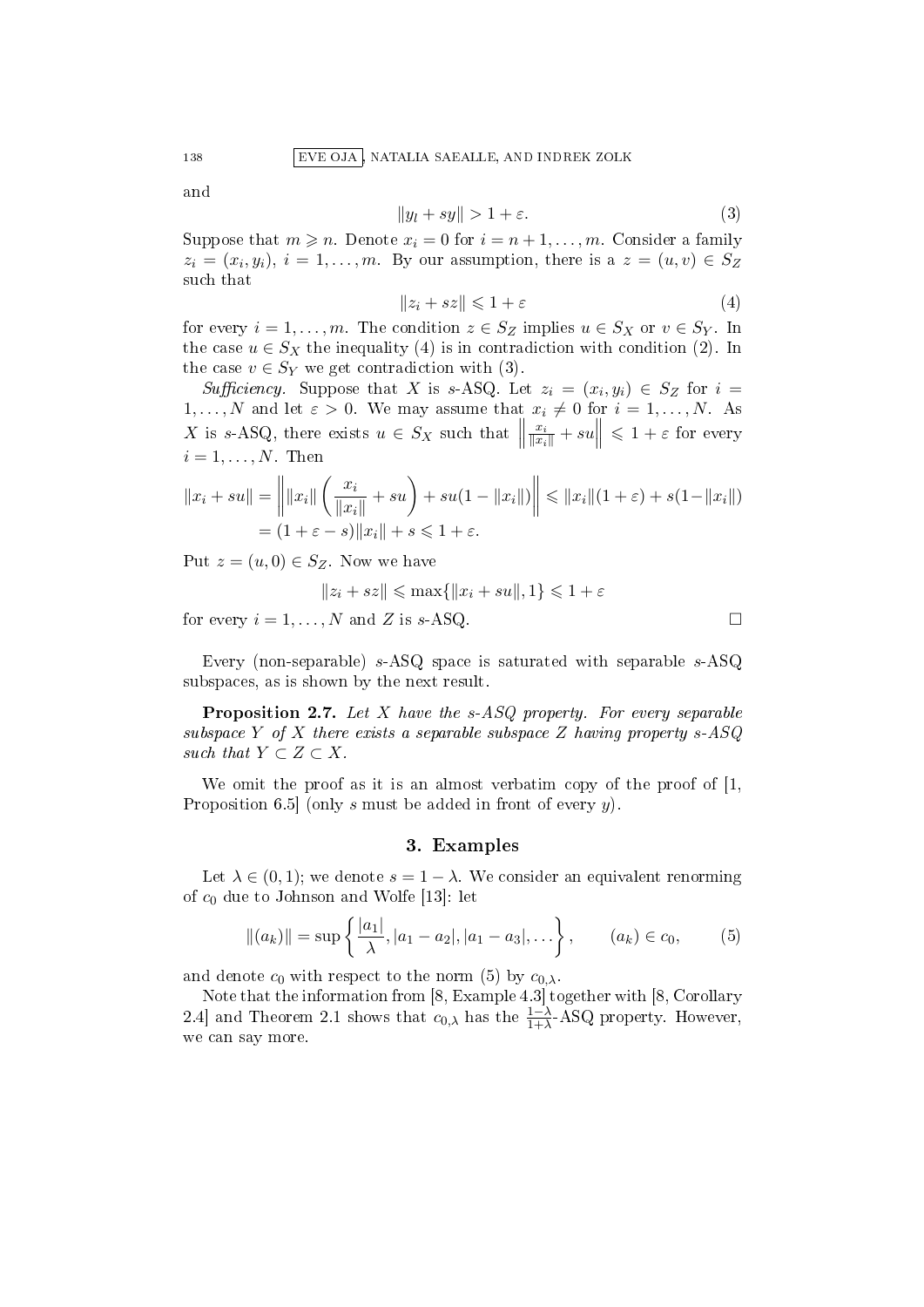and

$$\|y_l + sy\| > 1 + \varepsilon. \tag{3}$$

Suppose that $m \geqslant n$. Denote $x_i = 0$ for $i = n+1, \dots, m$. Consider a family $z_i = (x_i, y_i)$, $i = 1, \dots, m$. By our assumption, there is a $z = (u, v) \in S_Z$ such that

$$\|z_i + sz\| \leqslant 1 + \varepsilon \tag{4}$$

for every $i = 1, \dots, m$. The condition $z \in S_Z$ implies $u \in S_X$ or $v \in S_Y$. In the case $u \in S_X$ the inequality (4) is in contradiction with condition (2). In the case $v \in S_Y$ we get contradiction with (3).

*Sufficiency.* Suppose that $X$ is $s$-ASQ. Let $z_i = (x_i, y_i) \in S_Z$ for $i = 1, \dots, N$ and let $\varepsilon > 0$. We may assume that $x_i \neq 0$ for $i = 1, \dots, N$. As $X$ is $s$-ASQ, there exists $u \in S_X$ such that $\left\| \frac{x_i}{\|x_i\|} + su \right\| \leqslant 1 + \varepsilon$ for every $i = 1, \dots, N$. Then

$$\begin{aligned}\|x_i + su\| &= \left\| \|x_i\| \left( \frac{x_i}{\|x_i\|} + su \right) + su(1 - \|x_i\|) \right\| \leqslant \|x_i\|(1+\varepsilon) + s(1 - \|x_i\|) \\ &= (1 + \varepsilon - s)\|x_i\| + s \leqslant 1 + \varepsilon.\end{aligned}$$

Put $z = (u, 0) \in S_Z$. Now we have

$$\|z_i + sz\| \leqslant \max\{\|x_i + su\|, 1\} \leqslant 1 + \varepsilon$$

for every $i = 1, \dots, N$ and $Z$ is $s$-ASQ. $\square$

Every (non-separable) $s$-ASQ space is saturated with separable $s$-ASQ subspaces, as is shown by the next result.

**Proposition 2.7.** *Let $X$ have the $s$-ASQ property. For every separable subspace $Y$ of $X$ there exists a separable subspace $Z$ having property $s$-ASQ such that $Y \subset Z \subset X$.*

We omit the proof as it is an almost verbatim copy of the proof of [1, Proposition 6.5] (only $s$ must be added in front of every $y$).

## 3. Examples

Let $\lambda \in (0, 1)$; we denote $s = 1 - \lambda$. We consider an equivalent renorming of $c_0$ due to Johnson and Wolfe [13]: let

$$\|(a_k)\| = \sup\left\{ \frac{|a_1|}{\lambda}, |a_1 - a_2|, |a_1 - a_3|, \dots \right\}, \qquad (a_k) \in c_0, \tag{5}$$

and denote $c_0$ with respect to the norm (5) by $c_{0,\lambda}$.

Note that the information from [8, Example 4.3] together with [8, Corollary 2.4] and Theorem 2.1 shows that $c_{0,\lambda}$ has the $\frac{1-\lambda}{1+\lambda}$-ASQ property. However, we can say more.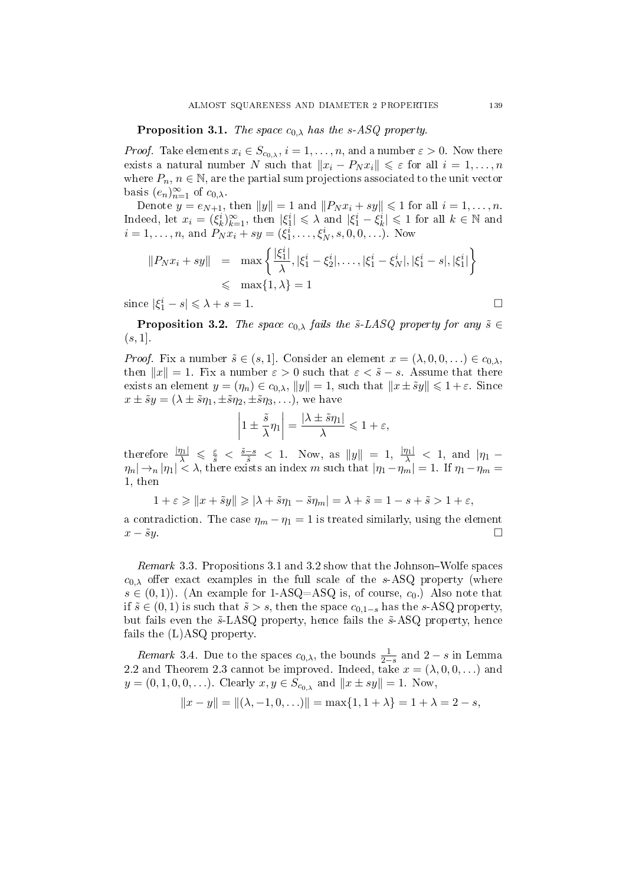**Proposition 3.1.** *The space $c_{0,\lambda}$ has the s-ASQ property.*

*Proof.* Take elements $x_i \in S_{c_{0,\lambda}}$, $i = 1, \ldots, n$, and a number $\varepsilon > 0$. Now there exists a natural number $N$ such that $\|x_i - P_N x_i\| \leqslant \varepsilon$ for all $i = 1, \ldots, n$ where $P_n$, $n \in \mathbb{N}$, are the partial sum projections associated to the unit vector basis $(e_n)_{n=1}^{\infty}$ of $c_{0,\lambda}$.

Denote $y = e_{N+1}$, then $\|y\| = 1$ and $\|P_N x_i + sy\| \leqslant 1$ for all $i = 1, \ldots, n$. Indeed, let $x_i = (\xi_k^i)_{k=1}^{\infty}$, then $|\xi_1^i| \leqslant \lambda$ and $|\xi_1^i - \xi_k^i| \leqslant 1$ for all $k \in \mathbb{N}$ and $i = 1, \ldots, n$, and $P_N x_i + sy = (\xi_1^i, \ldots, \xi_N^i, s, 0, 0, \ldots)$. Now

$$
\begin{aligned}
\|P_N x_i + sy\| &= \max\left\{ \frac{|\xi_1^i|}{\lambda}, |\xi_1^i - \xi_2^i|, \ldots, |\xi_1^i - \xi_N^i|, |\xi_1^i - s|, |\xi_1^i| \right\} \\
&\leqslant \max\{1, \lambda\} = 1
\end{aligned}
$$

since $|\xi_1^i - s| \leqslant \lambda + s = 1$. $\square$

**Proposition 3.2.** *The space $c_{0,\lambda}$ fails the $\tilde{s}$-LASQ property for any $\tilde{s} \in (s, 1]$.*

*Proof.* Fix a number $\tilde{s} \in (s, 1]$. Consider an element $x = (\lambda, 0, 0, \ldots) \in c_{0,\lambda}$, then $\|x\| = 1$. Fix a number $\varepsilon > 0$ such that $\varepsilon < \tilde{s} - s$. Assume that there exists an element $y = (\eta_n) \in c_{0,\lambda}$, $\|y\| = 1$, such that $\|x \pm \tilde{s}y\| \leqslant 1 + \varepsilon$. Since $x \pm \tilde{s}y = (\lambda \pm \tilde{s}\eta_1, \pm\tilde{s}\eta_2, \pm\tilde{s}\eta_3, \ldots)$, we have

$$
\left| 1 \pm \frac{\tilde{s}}{\lambda}\eta_1 \right| = \frac{|\lambda \pm \tilde{s}\eta_1|}{\lambda} \leqslant 1 + \varepsilon,
$$

therefore $\frac{|\eta_1|}{\lambda} \leqslant \frac{\varepsilon}{\tilde{s}} < \frac{\tilde{s}-s}{\tilde{s}} < 1$. Now, as $\|y\| = 1$, $\frac{|\eta_1|}{\lambda} < 1$, and $|\eta_1 - \eta_n| \to_n |\eta_1| < \lambda$, there exists an index $m$ such that $|\eta_1 - \eta_m| = 1$. If $\eta_1 - \eta_m = 1$, then

$$
1 + \varepsilon \geqslant \|x + \tilde{s}y\| \geqslant |\lambda + \tilde{s}\eta_1 - \tilde{s}\eta_m| = \lambda + \tilde{s} = 1 - s + \tilde{s} > 1 + \varepsilon,
$$

a contradiction. The case $\eta_m - \eta_1 = 1$ is treated similarly, using the element $x - \tilde{s}y$. $\square$

*Remark* 3.3. Propositions 3.1 and 3.2 show that the Johnson–Wolfe spaces $c_{0,\lambda}$ offer exact examples in the full scale of the $s$-ASQ property (where $s \in (0, 1)$). (An example for 1-ASQ=ASQ is, of course, $c_0$.) Also note that if $\tilde{s} \in (0, 1)$ is such that $\tilde{s} > s$, then the space $c_{0,1-s}$ has the $s$-ASQ property, but fails even the $\tilde{s}$-LASQ property, hence fails the $\tilde{s}$-ASQ property, hence fails the (L)ASQ property.

*Remark* 3.4. Due to the spaces $c_{0,\lambda}$, the bounds $\frac{1}{2-s}$ and $2 - s$ in Lemma 2.2 and Theorem 2.3 cannot be improved. Indeed, take $x = (\lambda, 0, 0, \ldots)$ and $y = (0, 1, 0, 0, \ldots)$. Clearly $x, y \in S_{c_{0,\lambda}}$ and $\|x \pm sy\| = 1$. Now,

$$
\|x - y\| = \|(\lambda, -1, 0, \ldots)\| = \max\{1, 1 + \lambda\} = 1 + \lambda = 2 - s,
$$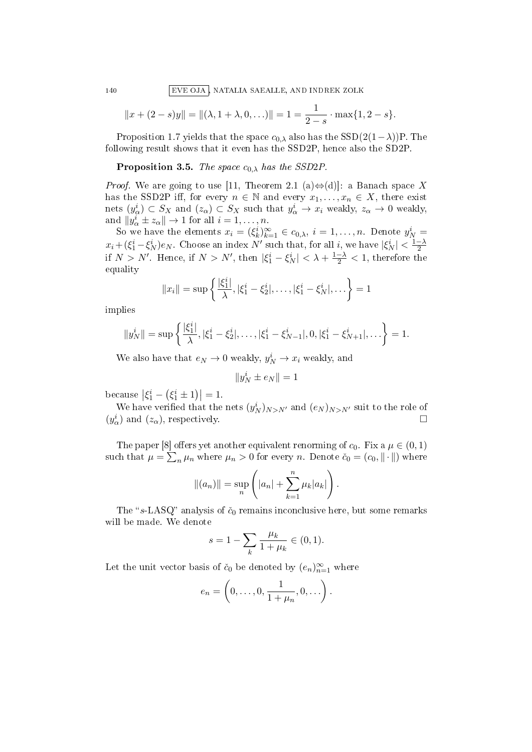$$\|x + (2-s)y\| = \|(\lambda, 1+\lambda, 0, \ldots)\| = 1 = \frac{1}{2-s} \cdot \max\{1, 2-s\}.$$

Proposition 1.7 yields that the space $c_{0,\lambda}$ also has the SSD$(2(1-\lambda))$P. The following result shows that it even has the SSD2P, hence also the SD2P.

**Proposition 3.5.** *The space $c_{0,\lambda}$ has the SSD2P.*

*Proof.* We are going to use [11, Theorem 2.1 (a)$\Leftrightarrow$(d)]: a Banach space $X$ has the SSD2P iff, for every $n \in \mathbb{N}$ and every $x_1, \ldots, x_n \in X$, there exist nets $(y_\alpha^i) \subset S_X$ and $(z_\alpha) \subset S_X$ such that $y_\alpha^i \to x_i$ weakly, $z_\alpha \to 0$ weakly, and $\|y_\alpha^i \pm z_\alpha\| \to 1$ for all $i = 1, \ldots, n$.

So we have the elements $x_i = (\xi_k^i)_{k=1}^\infty \in c_{0,\lambda}$, $i = 1, \ldots, n$. Denote $y_N^i = x_i + (\xi_1^i - \xi_N^i)e_N$. Choose an index $N'$ such that, for all $i$, we have $|\xi_N^i| < \frac{1-\lambda}{2}$ if $N > N'$. Hence, if $N > N'$, then $|\xi_1^i - \xi_N^i| < \lambda + \frac{1-\lambda}{2} < 1$, therefore the equality

$$\|x_i\| = \sup\left\{\frac{|\xi_1^i|}{\lambda}, |\xi_1^i - \xi_2^i|, \ldots, |\xi_1^i - \xi_N^i|, \ldots\right\} = 1$$

implies

$$\|y_N^i\| = \sup\left\{\frac{|\xi_1^i|}{\lambda}, |\xi_1^i - \xi_2^i|, \ldots, |\xi_1^i - \xi_{N-1}^i|, 0, |\xi_1^i - \xi_{N+1}^i|, \ldots\right\} = 1.$$

We also have that $e_N \to 0$ weakly, $y_N^i \to x_i$ weakly, and

$$\|y_N^i \pm e_N\| = 1$$

because $\left|\xi_1^i - \left(\xi_1^i \pm 1\right)\right| = 1$.

We have verified that the nets $(y_N^i)_{N>N'}$ and $(e_N)_{N>N'}$ suit to the role of $(y_\alpha^i)$ and $(z_\alpha)$, respectively. $\square$

The paper [8] offers yet another equivalent renorming of $c_0$. Fix a $\mu \in (0,1)$ such that $\mu = \sum_n \mu_n$ where $\mu_n > 0$ for every $n$. Denote $\check{c}_0 = (c_0, \|\cdot\|)$ where

$$\|(a_n)\| = \sup_n \left(|a_n| + \sum_{k=1}^n \mu_k |a_k|\right).$$

The "$s$-LASQ" analysis of $\check{c}_0$ remains inconclusive here, but some remarks will be made. We denote

$$s = 1 - \sum_k \frac{\mu_k}{1+\mu_k} \in (0,1).$$

Let the unit vector basis of $\check{c}_0$ be denoted by $(e_n)_{n=1}^\infty$ where

$$e_n = \left(0, \ldots, 0, \frac{1}{1+\mu_n}, 0, \ldots\right).$$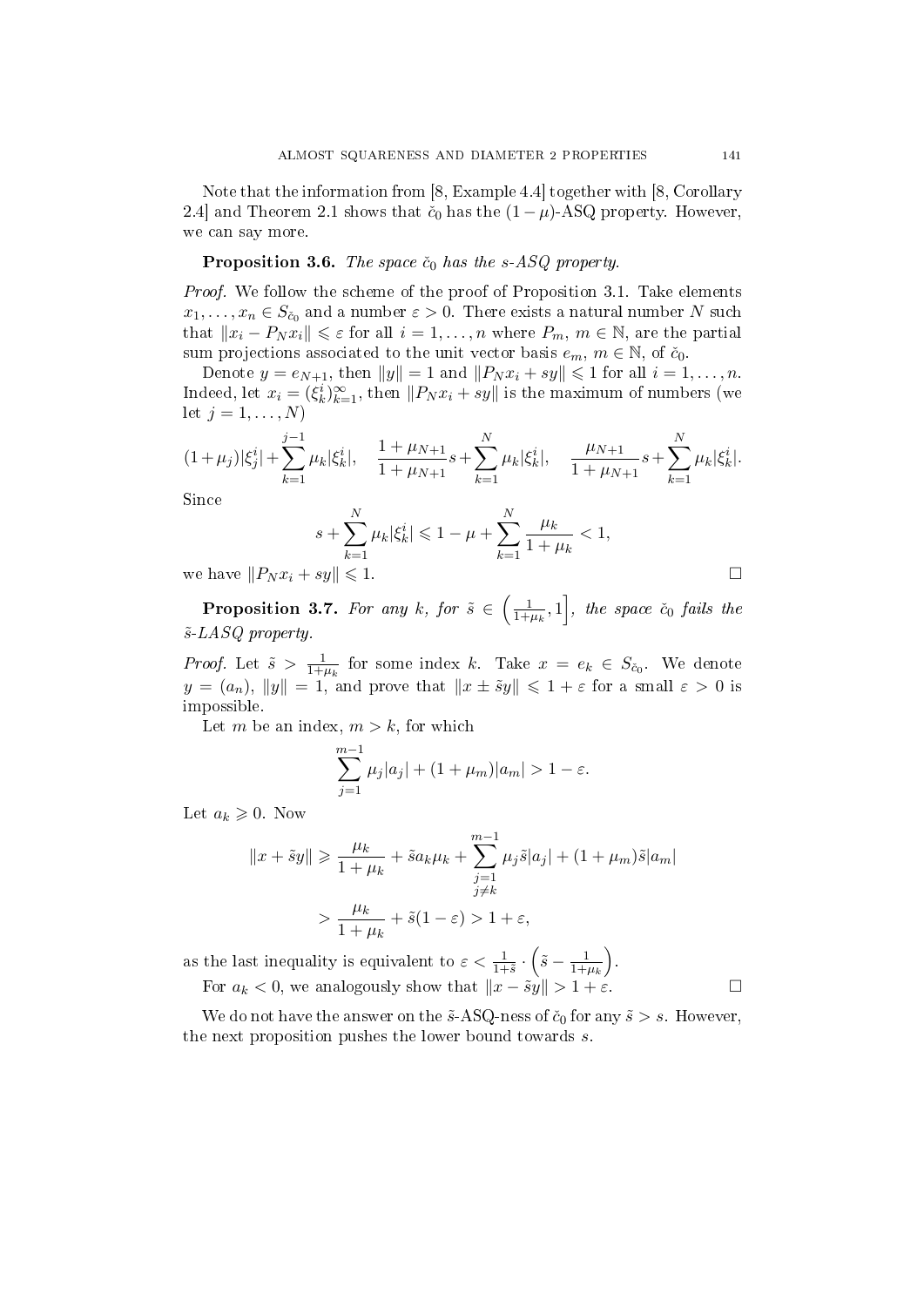Note that the information from [8, Example 4.4] together with [8, Corollary 2.4] and Theorem 2.1 shows that $\check{c}_0$ has the $(1-\mu)$-ASQ property. However, we can say more.

**Proposition 3.6.** *The space $\check{c}_0$ has the s-ASQ property.*

*Proof.* We follow the scheme of the proof of Proposition 3.1. Take elements $x_1, \ldots, x_n \in S_{\check{c}_0}$ and a number $\varepsilon > 0$. There exists a natural number $N$ such that $\|x_i - P_N x_i\| \leqslant \varepsilon$ for all $i = 1, \ldots, n$ where $P_m$, $m \in \mathbb{N}$, are the partial sum projections associated to the unit vector basis $e_m$, $m \in \mathbb{N}$, of $\check{c}_0$.

Denote $y = e_{N+1}$, then $\|y\| = 1$ and $\|P_N x_i + sy\| \leqslant 1$ for all $i = 1, \ldots, n$. Indeed, let $x_i = (\xi^i_k)_{k=1}^{\infty}$, then $\|P_N x_i + sy\|$ is the maximum of numbers (we let $j = 1, \ldots, N$)

$$(1+\mu_j)|\xi^i_j| + \sum_{k=1}^{j-1} \mu_k |\xi^i_k|, \quad \frac{1+\mu_{N+1}}{1+\mu_{N+1}} s + \sum_{k=1}^{N} \mu_k |\xi^i_k|, \quad \frac{\mu_{N+1}}{1+\mu_{N+1}} s + \sum_{k=1}^{N} \mu_k |\xi^i_k|.$$

Since

$$s + \sum_{k=1}^{N} \mu_k |\xi^i_k| \leqslant 1 - \mu + \sum_{k=1}^{N} \frac{\mu_k}{1+\mu_k} < 1,$$

we have $\|P_N x_i + sy\| \leqslant 1$. $\square$

**Proposition 3.7.** *For any $k$, for $\tilde{s} \in \left(\frac{1}{1+\mu_k}, 1\right]$, the space $\check{c}_0$ fails the $\tilde{s}$-LASQ property.*

*Proof.* Let $\tilde{s} > \frac{1}{1+\mu_k}$ for some index $k$. Take $x = e_k \in S_{\check{c}_0}$. We denote $y = (a_n)$, $\|y\| = 1$, and prove that $\|x \pm \tilde{s}y\| \leqslant 1 + \varepsilon$ for a small $\varepsilon > 0$ is impossible.

Let $m$ be an index, $m > k$, for which

$$\sum_{j=1}^{m-1} \mu_j |a_j| + (1+\mu_m)|a_m| > 1 - \varepsilon.$$

Let $a_k \geqslant 0$. Now

$$\begin{aligned}
\|x + \tilde{s}y\| &\geqslant \frac{\mu_k}{1+\mu_k} + \tilde{s} a_k \mu_k + \sum_{\substack{j=1 \\ j \neq k}}^{m-1} \mu_j \tilde{s} |a_j| + (1+\mu_m)\tilde{s}|a_m| \\
&> \frac{\mu_k}{1+\mu_k} + \tilde{s}(1-\varepsilon) > 1 + \varepsilon,
\end{aligned}$$

as the last inequality is equivalent to $\varepsilon < \frac{1}{1+\tilde{s}} \cdot \left(\tilde{s} - \frac{1}{1+\mu_k}\right)$.

For $a_k < 0$, we analogously show that $\|x - \tilde{s}y\| > 1 + \varepsilon$. $\square$

We do not have the answer on the $\tilde{s}$-ASQ-ness of $\check{c}_0$ for any $\tilde{s} > s$. However, the next proposition pushes the lower bound towards $s$.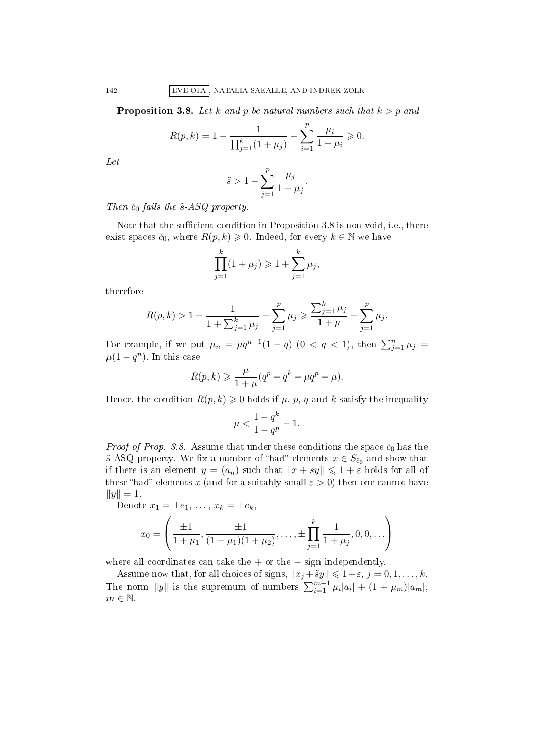**Proposition 3.8.** *Let $k$ and $p$ be natural numbers such that $k > p$ and*

$$R(p,k) = 1 - \frac{1}{\prod_{j=1}^{k}(1+\mu_j)} - \sum_{i=1}^{p} \frac{\mu_i}{1+\mu_i} \geqslant 0.$$

*Let*

$$\tilde{s} > 1 - \sum_{j=1}^{p} \frac{\mu_j}{1+\mu_j}.$$

*Then $\check{c}_0$ fails the $\tilde{s}$-ASQ property.*

Note that the sufficient condition in Proposition 3.8 is non-void, i.e., there exist spaces $\check{c}_0$, where $R(p,k) \geqslant 0$. Indeed, for every $k \in \mathbb{N}$ we have

$$\prod_{j=1}^{k}(1+\mu_j) \geqslant 1 + \sum_{j=1}^{k} \mu_j,$$

therefore

$$R(p,k) > 1 - \frac{1}{1+\sum_{j=1}^{k}\mu_j} - \sum_{j=1}^{p} \mu_j \geqslant \frac{\sum_{j=1}^{k}\mu_j}{1+\mu} - \sum_{j=1}^{p}\mu_j.$$

For example, if we put $\mu_n = \mu q^{n-1}(1-q)$ $(0 < q < 1)$, then $\sum_{j=1}^{n} \mu_j = \mu(1-q^n)$. In this case

$$R(p,k) \geqslant \frac{\mu}{1+\mu}(q^p - q^k + \mu q^p - \mu).$$

Hence, the condition $R(p,k) \geqslant 0$ holds if $\mu$, $p$, $q$ and $k$ satisfy the inequality

$$\mu < \frac{1-q^k}{1-q^p} - 1.$$

*Proof of Prop. 3.8.* Assume that under these conditions the space $\check{c}_0$ has the $\tilde{s}$-ASQ property. We fix a number of "bad" elements $x \in S_{\check{c}_0}$ and show that if there is an element $y = (a_n)$ such that $\|x + sy\| \leqslant 1 + \varepsilon$ holds for all of these "bad" elements $x$ (and for a suitably small $\varepsilon > 0$) then one cannot have $\|y\| = 1$.

Denote $x_1 = \pm e_1, \ldots, x_k = \pm e_k$,

$$x_0 = \left( \frac{\pm 1}{1+\mu_1}, \frac{\pm 1}{(1+\mu_1)(1+\mu_2)}, \ldots, \pm \prod_{j=1}^{k} \frac{1}{1+\mu_j}, 0, 0, \ldots \right)$$

where all coordinates can take the $+$ or the $-$ sign independently.

Assume now that, for all choices of signs, $\|x_j + \tilde{s}y\| \leqslant 1+\varepsilon$, $j = 0, 1, \ldots, k$. The norm $\|y\|$ is the supremum of numbers $\sum_{i=1}^{m-1} \mu_i |a_i| + (1+\mu_m)|a_m|$, $m \in \mathbb{N}$.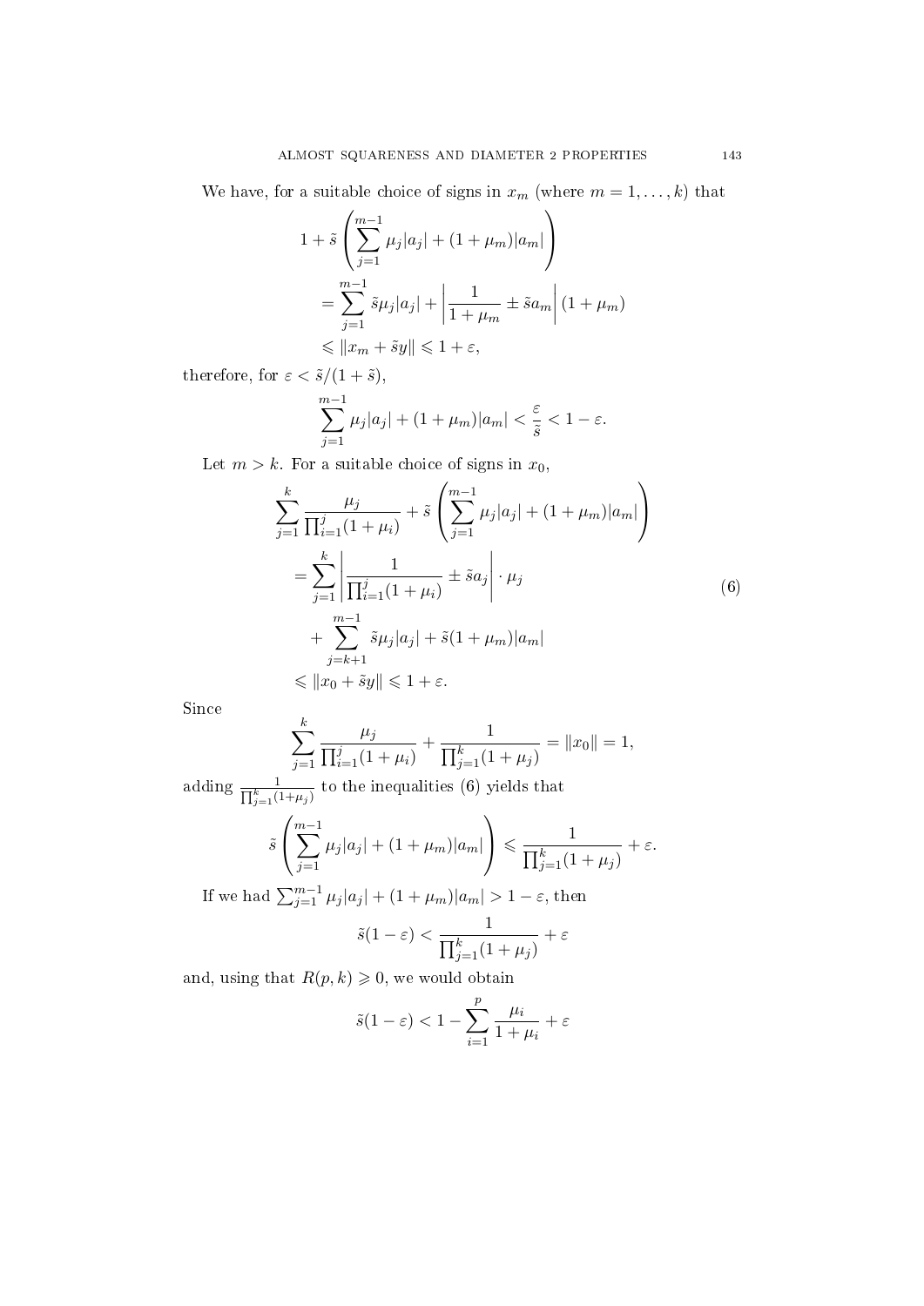We have, for a suitable choice of signs in $x_m$ (where $m = 1, \dots, k$) that

$$
\begin{aligned}
1 + \tilde{s}\left(\sum_{j=1}^{m-1} \mu_j |a_j| + (1+\mu_m)|a_m|\right)
&= \sum_{j=1}^{m-1} \tilde{s}\mu_j |a_j| + \left|\frac{1}{1+\mu_m} \pm \tilde{s} a_m\right| (1+\mu_m) \\
&\leqslant \|x_m + \tilde{s}y\| \leqslant 1 + \varepsilon,
\end{aligned}
$$

therefore, for $\varepsilon < \tilde{s}/(1+\tilde{s})$,

$$
\sum_{j=1}^{m-1} \mu_j |a_j| + (1+\mu_m)|a_m| < \frac{\varepsilon}{\tilde{s}} < 1 - \varepsilon.
$$

Let $m > k$. For a suitable choice of signs in $x_0$,

$$
\begin{aligned}
\sum_{j=1}^{k} \frac{\mu_j}{\prod_{i=1}^{j}(1+\mu_i)} + \tilde{s}\left(\sum_{j=1}^{m-1} \mu_j |a_j| + (1+\mu_m)|a_m|\right)
&= \sum_{j=1}^{k} \left|\frac{1}{\prod_{i=1}^{j}(1+\mu_i)} \pm \tilde{s} a_j\right| \cdot \mu_j \\
&\quad + \sum_{j=k+1}^{m-1} \tilde{s}\mu_j |a_j| + \tilde{s}(1+\mu_m)|a_m| \\
&\leqslant \|x_0 + \tilde{s}y\| \leqslant 1 + \varepsilon.
\end{aligned} \tag{6}
$$

Since

$$
\sum_{j=1}^{k} \frac{\mu_j}{\prod_{i=1}^{j}(1+\mu_i)} + \frac{1}{\prod_{j=1}^{k}(1+\mu_j)} = \|x_0\| = 1,
$$

adding $\frac{1}{\prod_{j=1}^{k}(1+\mu_j)}$ to the inequalities (6) yields that

$$
\tilde{s}\left(\sum_{j=1}^{m-1} \mu_j |a_j| + (1+\mu_m)|a_m|\right) \leqslant \frac{1}{\prod_{j=1}^{k}(1+\mu_j)} + \varepsilon.
$$

If we had $\sum_{j=1}^{m-1} \mu_j |a_j| + (1+\mu_m)|a_m| > 1 - \varepsilon$, then

$$
\tilde{s}(1-\varepsilon) < \frac{1}{\prod_{j=1}^{k}(1+\mu_j)} + \varepsilon
$$

and, using that $R(p,k) \geqslant 0$, we would obtain

$$
\tilde{s}(1-\varepsilon) < 1 - \sum_{i=1}^{p} \frac{\mu_i}{1+\mu_i} + \varepsilon
$$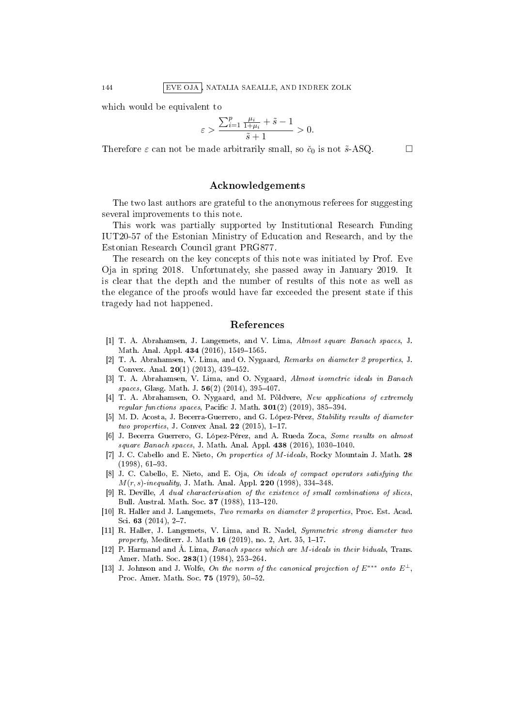which would be equivalent to

$$\varepsilon > \frac{\sum_{i=1}^{p} \frac{\mu_i}{1+\mu_i} + \tilde{s} - 1}{\tilde{s} + 1} > 0.$$

Therefore $\varepsilon$ can not be made arbitrarily small, so $\check{c}_0$ is not $\tilde{s}$-ASQ. □

## Acknowledgements

The two last authors are grateful to the anonymous referees for suggesting several improvements to this note.

This work was partially supported by Institutional Research Funding IUT20-57 of the Estonian Ministry of Education and Research, and by the Estonian Research Council grant PRG877.

The research on the key concepts of this note was initiated by Prof. Eve Oja in spring 2018. Unfortunately, she passed away in January 2019. It is clear that the depth and the number of results of this note as well as the elegance of the proofs would have far exceeded the present state if this tragedy had not happened.

## References

[1] T. A. Abrahamsen, J. Langemets, and V. Lima, *Almost square Banach spaces*, J. Math. Anal. Appl. **434** (2016), 1549–1565.

[2] T. A. Abrahamsen, V. Lima, and O. Nygaard, *Remarks on diameter 2 properties*, J. Convex. Anal. **20**(1) (2013), 439–452.

[3] T. A. Abrahamsen, V. Lima, and O. Nygaard, *Almost isometric ideals in Banach spaces*, Glasg. Math. J. **56**(2) (2014), 395–407.

[4] T. A. Abrahamsen, O. Nygaard, and M. Põldvere, *New applications of extremely regular functions spaces*, Pacific J. Math. **301**(2) (2019), 385–394.

[5] M. D. Acosta, J. Becerra-Guerrero, and G. López-Pérez, *Stability results of diameter two properties*, J. Convex Anal. **22** (2015), 1–17.

[6] J. Becerra Guerrero, G. López-Pérez, and A. Rueda Zoca, *Some results on almost square Banach spaces*, J. Math. Anal. Appl. **438** (2016), 1030–1040.

[7] J. C. Cabello and E. Nieto, *On properties of M-ideals*, Rocky Mountain J. Math. **28** (1998), 61–93.

[8] J. C. Cabello, E. Nieto, and E. Oja, *On ideals of compact operators satisfying the $M(r,s)$-inequality*, J. Math. Anal. Appl. **220** (1998), 334–348.

[9] R. Deville, *A dual characterisation of the existence of small combinations of slices*, Bull. Austral. Math. Soc. **37** (1988), 113–120.

[10] R. Haller and J. Langemets, *Two remarks on diameter 2 properties*, Proc. Est. Acad. Sci. **63** (2014), 2–7.

[11] R. Haller, J. Langemets, V. Lima, and R. Nadel, *Symmetric strong diameter two property*, Mediterr. J. Math **16** (2019), no. 2, Art. 35, 1–17.

[12] P. Harmand and Å. Lima, *Banach spaces which are M-ideals in their biduals*, Trans. Amer. Math. Soc. **283**(1) (1984), 253–264.

[13] J. Johnson and J. Wolfe, *On the norm of the canonical projection of $E^{***}$ onto $E^{\perp}$*, Proc. Amer. Math. Soc. **75** (1979), 50–52.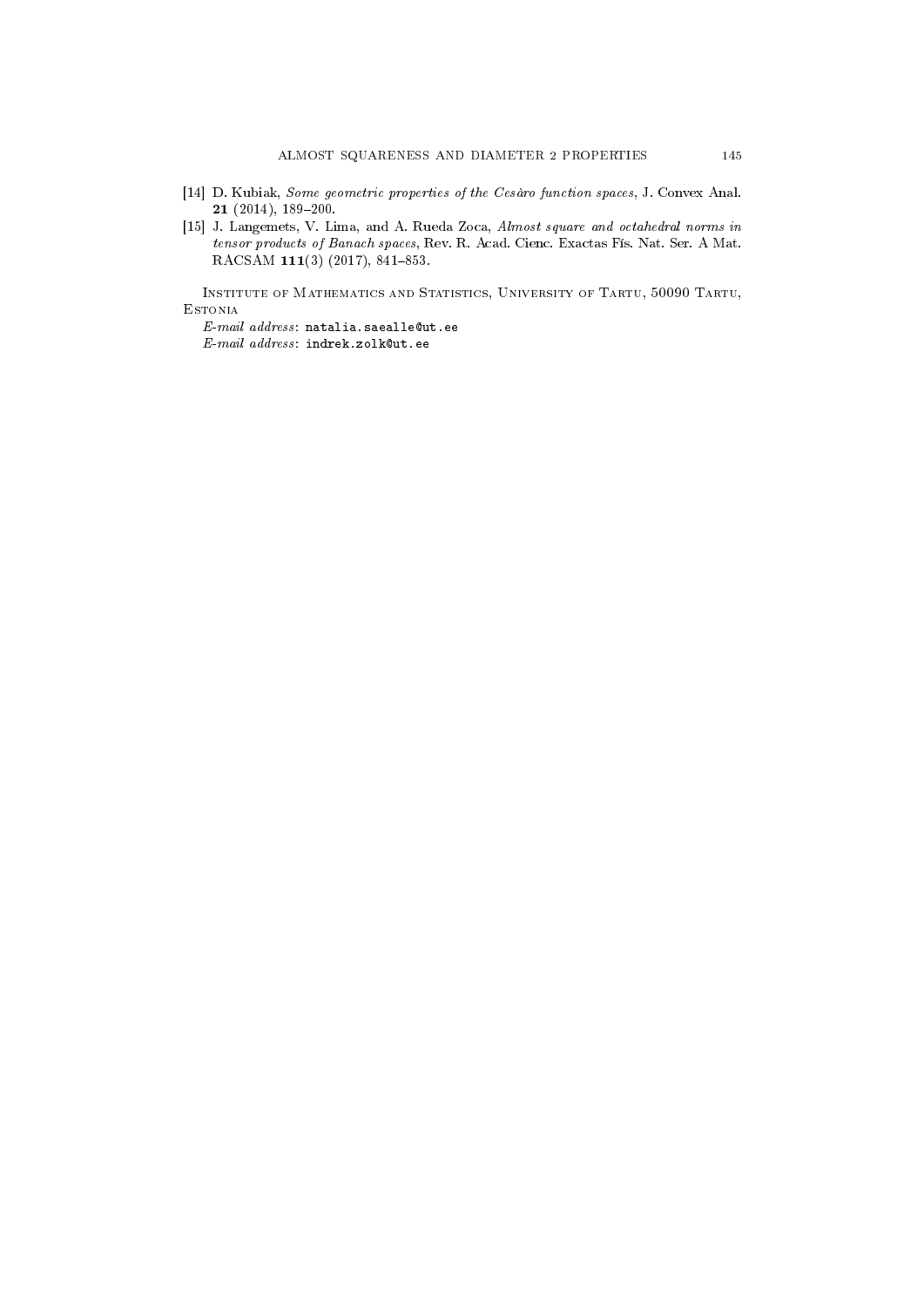[14] D. Kubiak, *Some geometric properties of the Cesàro function spaces*, J. Convex Anal. **21** (2014), 189–200.

[15] J. Langemets, V. Lima, and A. Rueda Zoca, *Almost square and octahedral norms in tensor products of Banach spaces*, Rev. R. Acad. Cienc. Exactas Fís. Nat. Ser. A Mat. RACSAM **111**(3) (2017), 841–853.

Institute of Mathematics and Statistics, University of Tartu, 50090 Tartu, Estonia

*E-mail address*: natalia.saealle@ut.ee

*E-mail address*: indrek.zolk@ut.ee